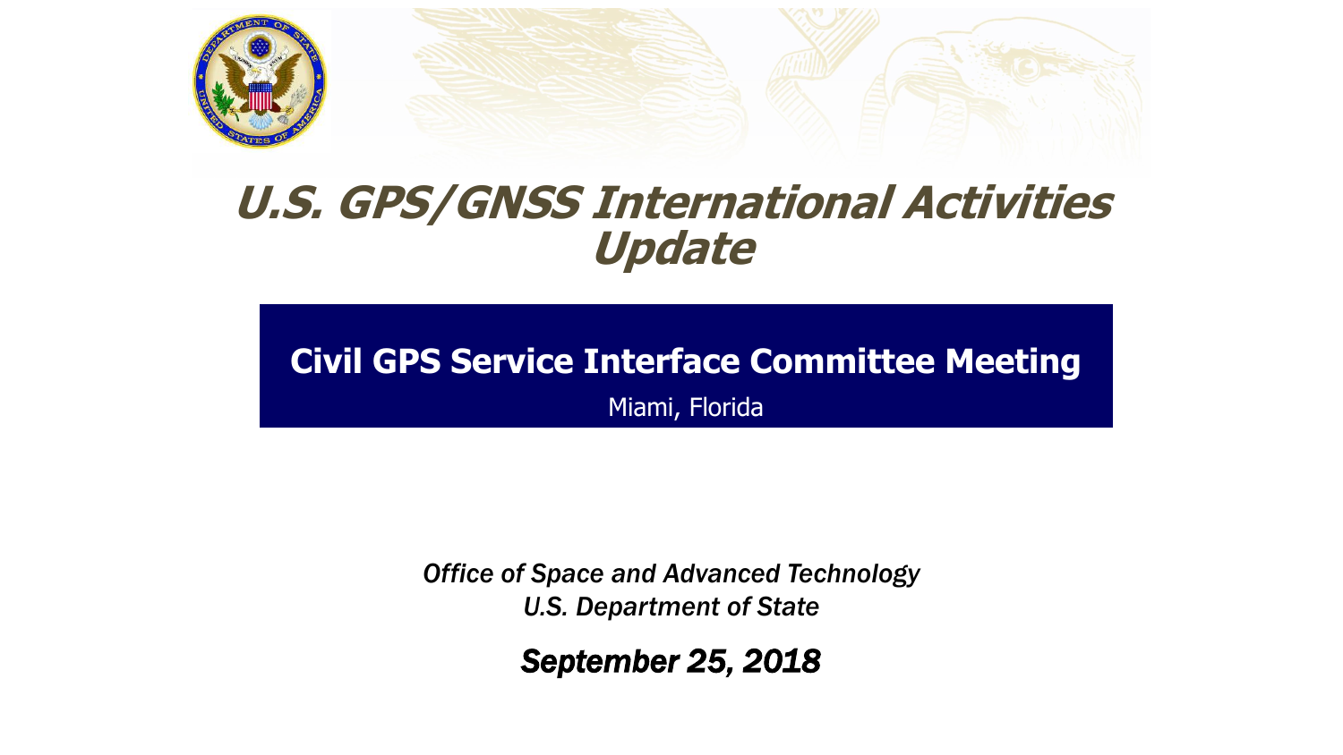# U.S. GPS/GNSS International Activities Update

## Civil GPS Service Interface Committee Meeting

Miami, Florida

*Office of Space and Advanced Technology*
*U.S. Department of State*

***September 25, 2018***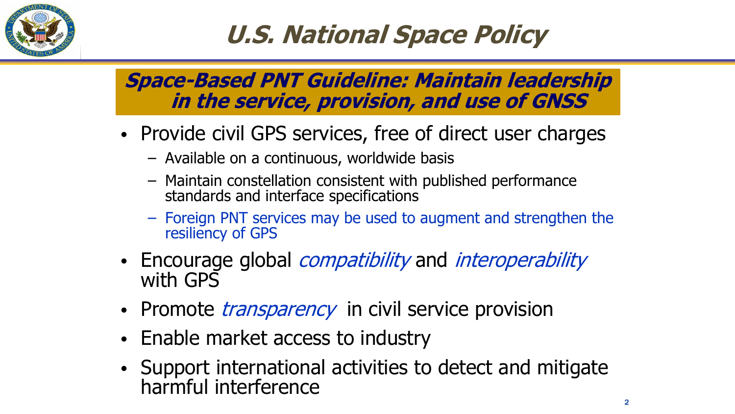# U.S. National Space Policy

## *Space-Based PNT Guideline: Maintain leadership in the service, provision, and use of GNSS*

- Provide civil GPS services, free of direct user charges
  - Available on a continuous, worldwide basis
  - Maintain constellation consistent with published performance standards and interface specifications
  - Foreign PNT services may be used to augment and strengthen the resiliency of GPS
- Encourage global *compatibility* and *interoperability* with GPS
- Promote *transparency* in civil service provision
- Enable market access to industry
- Support international activities to detect and mitigate harmful interference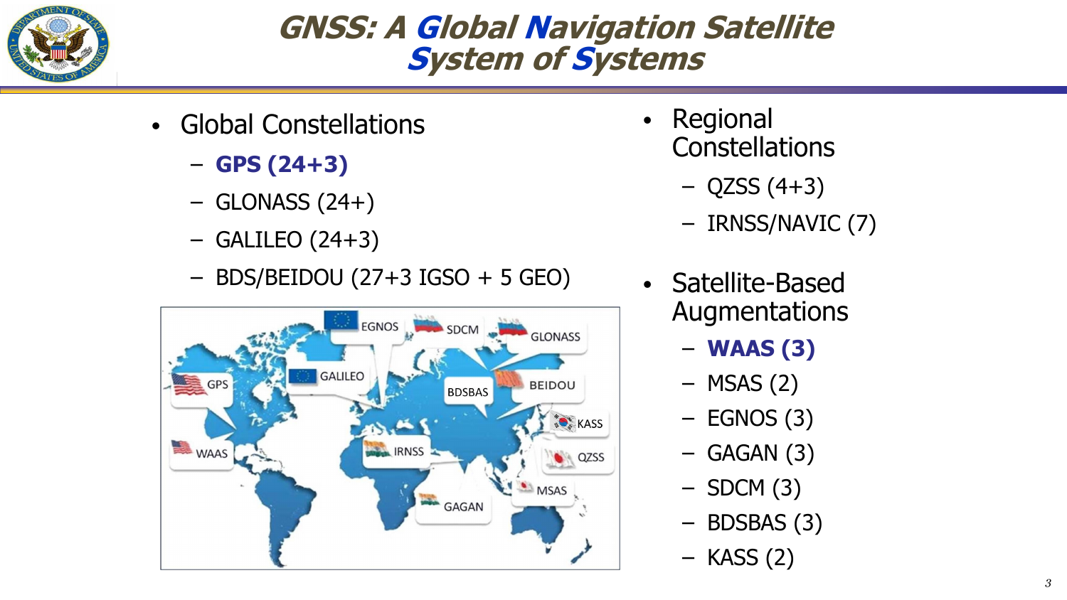# GNSS: A Global Navigation Satellite System of Systems

- Global Constellations
  - **GPS (24+3)**
  - GLONASS (24+)
  - GALILEO (24+3)
  - BDS/BEIDOU (27+3 IGSO + 5 GEO)
- Regional Constellations
  - QZSS (4+3)
  - IRNSS/NAVIC (7)
- Satellite-Based Augmentations
  - **WAAS (3)**
  - MSAS (2)
  - EGNOS (3)
  - GAGAN (3)
  - SDCM (3)
  - BDSBAS (3)
  - KASS (2)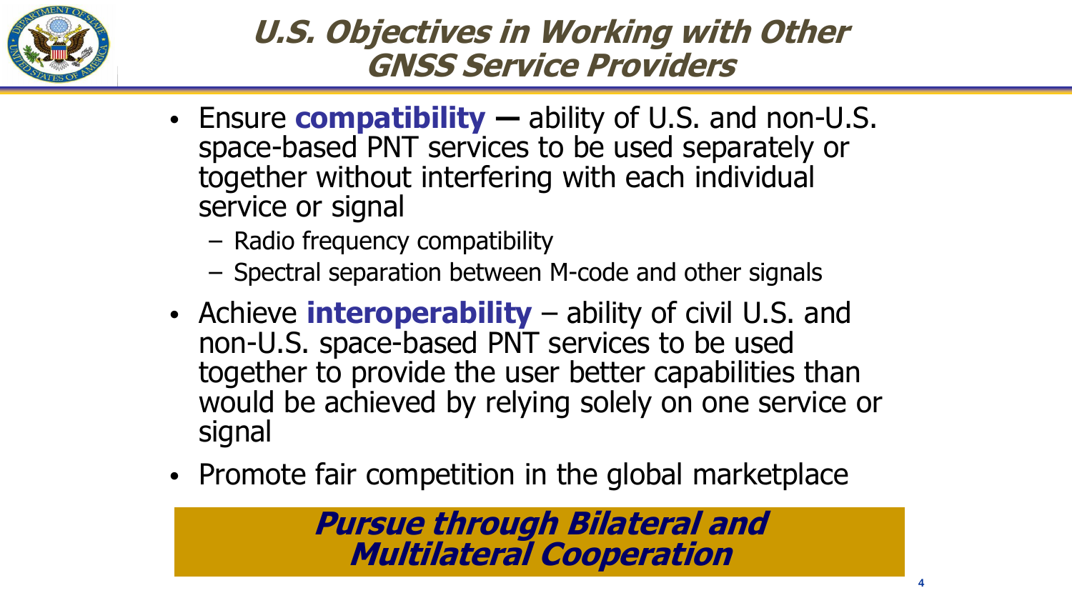# U.S. Objectives in Working with Other GNSS Service Providers

- Ensure **compatibility** — ability of U.S. and non-U.S. space-based PNT services to be used separately or together without interfering with each individual service or signal
  - Radio frequency compatibility
  - Spectral separation between M-code and other signals
- Achieve **interoperability** – ability of civil U.S. and non-U.S. space-based PNT services to be used together to provide the user better capabilities than would be achieved by relying solely on one service or signal
- Promote fair competition in the global marketplace

***Pursue through Bilateral and Multilateral Cooperation***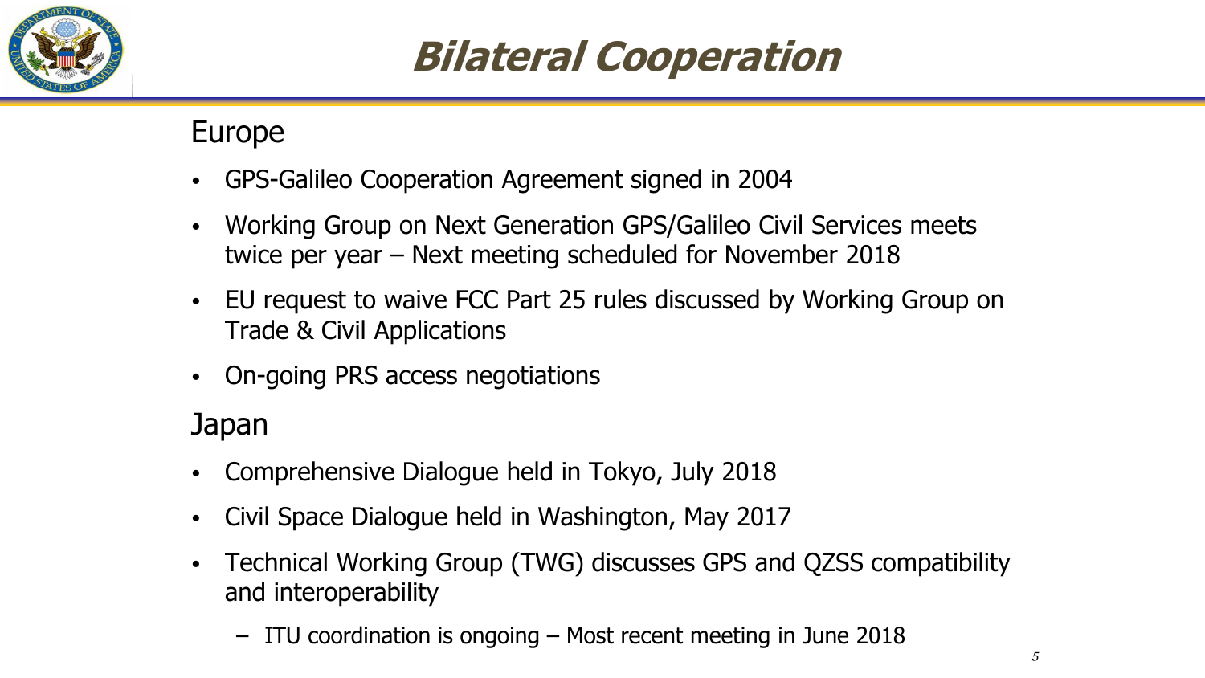# Bilateral Cooperation

## Europe

- GPS-Galileo Cooperation Agreement signed in 2004
- Working Group on Next Generation GPS/Galileo Civil Services meets twice per year – Next meeting scheduled for November 2018
- EU request to waive FCC Part 25 rules discussed by Working Group on Trade & Civil Applications
- On-going PRS access negotiations

## Japan

- Comprehensive Dialogue held in Tokyo, July 2018
- Civil Space Dialogue held in Washington, May 2017
- Technical Working Group (TWG) discusses GPS and QZSS compatibility and interoperability
  - ITU coordination is ongoing – Most recent meeting in June 2018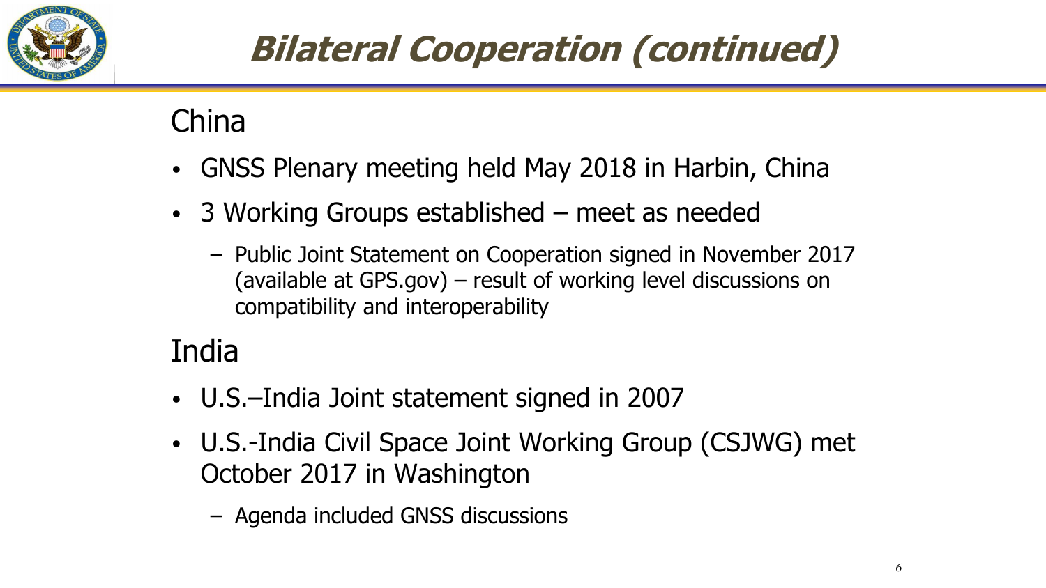# Bilateral Cooperation (continued)

## China

- GNSS Plenary meeting held May 2018 in Harbin, China
- 3 Working Groups established – meet as needed
  - Public Joint Statement on Cooperation signed in November 2017 (available at GPS.gov) – result of working level discussions on compatibility and interoperability

## India

- U.S.–India Joint statement signed in 2007
- U.S.-India Civil Space Joint Working Group (CSJWG) met October 2017 in Washington
  - Agenda included GNSS discussions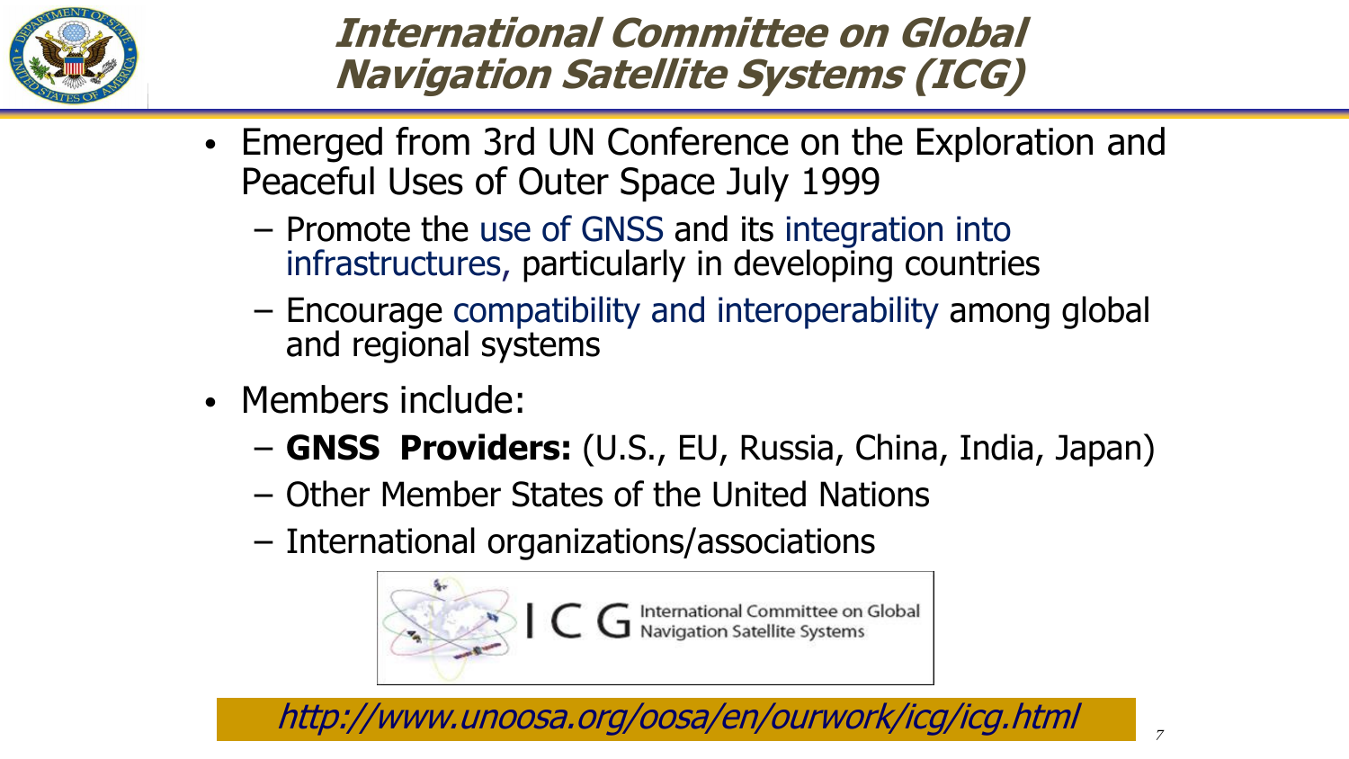# International Committee on Global Navigation Satellite Systems (ICG)

- Emerged from 3rd UN Conference on the Exploration and Peaceful Uses of Outer Space July 1999
  - Promote the use of GNSS and its integration into infrastructures, particularly in developing countries
  - Encourage compatibility and interoperability among global and regional systems
- Members include:
  - **GNSS Providers:** (U.S., EU, Russia, China, India, Japan)
  - Other Member States of the United Nations
  - International organizations/associations

ICG International Committee on Global Navigation Satellite Systems

*http://www.unoosa.org/oosa/en/ourwork/icg/icg.html*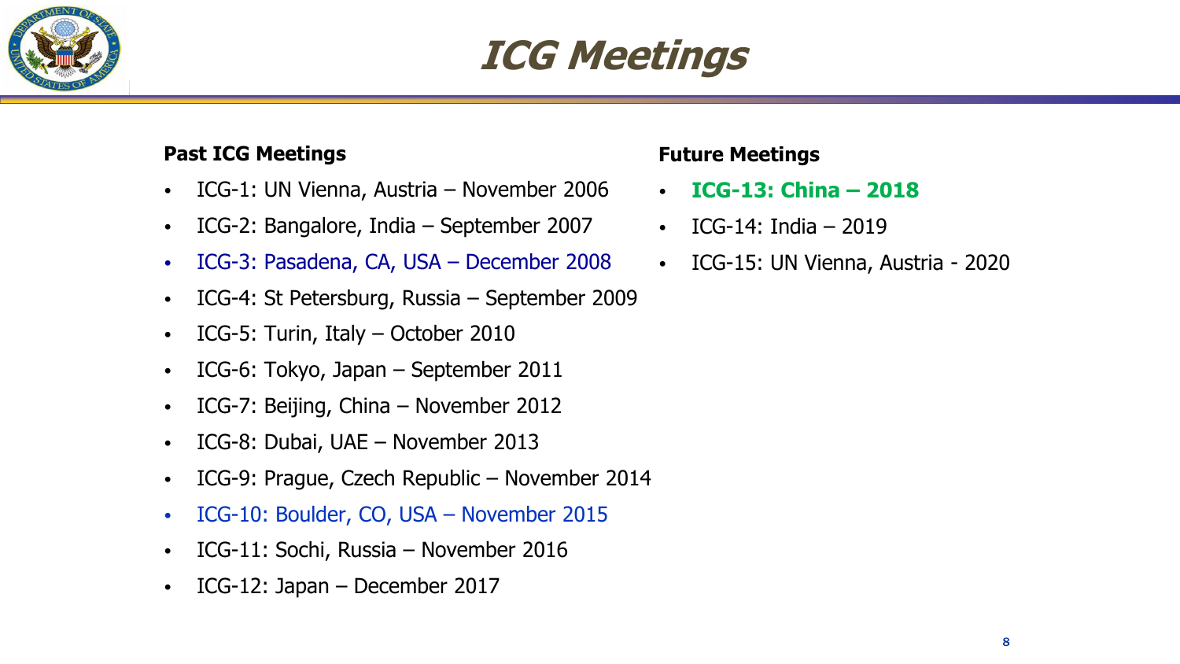# ICG Meetings

**Past ICG Meetings**

- ICG-1: UN Vienna, Austria – November 2006
- ICG-2: Bangalore, India – September 2007
- ICG-3: Pasadena, CA, USA – December 2008
- ICG-4: St Petersburg, Russia – September 2009
- ICG-5: Turin, Italy – October 2010
- ICG-6: Tokyo, Japan – September 2011
- ICG-7: Beijing, China – November 2012
- ICG-8: Dubai, UAE – November 2013
- ICG-9: Prague, Czech Republic – November 2014
- ICG-10: Boulder, CO, USA – November 2015
- ICG-11: Sochi, Russia – November 2016
- ICG-12: Japan – December 2017

**Future Meetings**

- **ICG-13: China – 2018**
- ICG-14: India – 2019
- ICG-15: UN Vienna, Austria - 2020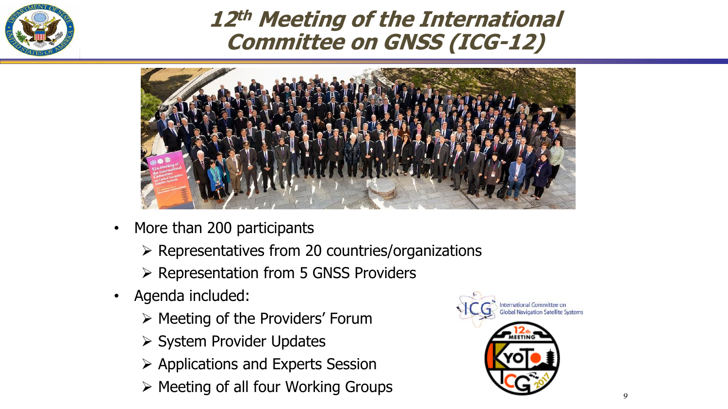# 12th Meeting of the International Committee on GNSS (ICG-12)

- More than 200 participants
  - Representatives from 20 countries/organizations
  - Representation from 5 GNSS Providers
- Agenda included:
  - Meeting of the Providers' Forum
  - System Provider Updates
  - Applications and Experts Session
  - Meeting of all four Working Groups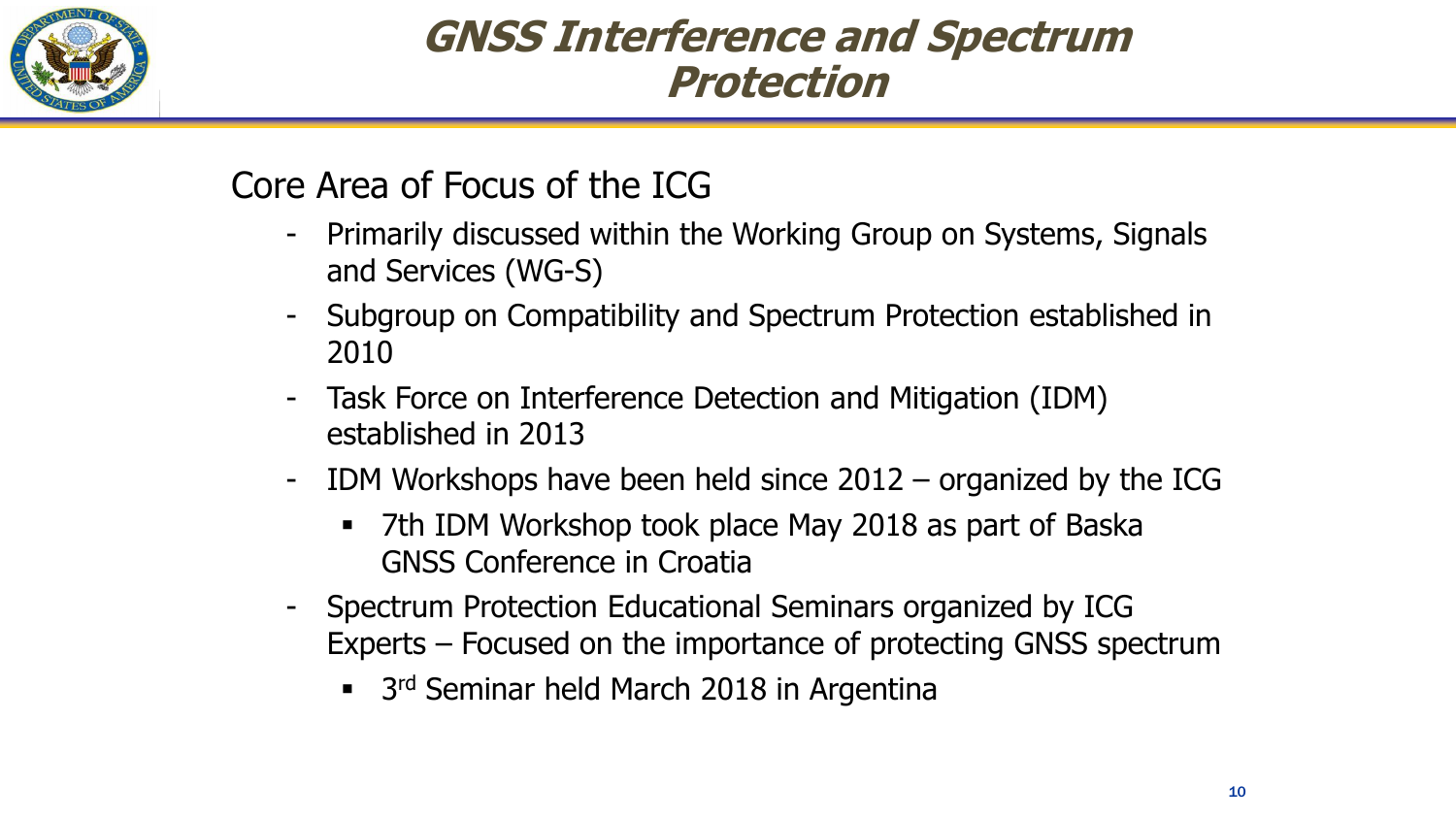# GNSS Interference and Spectrum Protection

## Core Area of Focus of the ICG

- Primarily discussed within the Working Group on Systems, Signals and Services (WG-S)
- Subgroup on Compatibility and Spectrum Protection established in 2010
- Task Force on Interference Detection and Mitigation (IDM) established in 2013
- IDM Workshops have been held since 2012 – organized by the ICG
  - 7th IDM Workshop took place May 2018 as part of Baska GNSS Conference in Croatia
- Spectrum Protection Educational Seminars organized by ICG Experts – Focused on the importance of protecting GNSS spectrum
  - 3rd Seminar held March 2018 in Argentina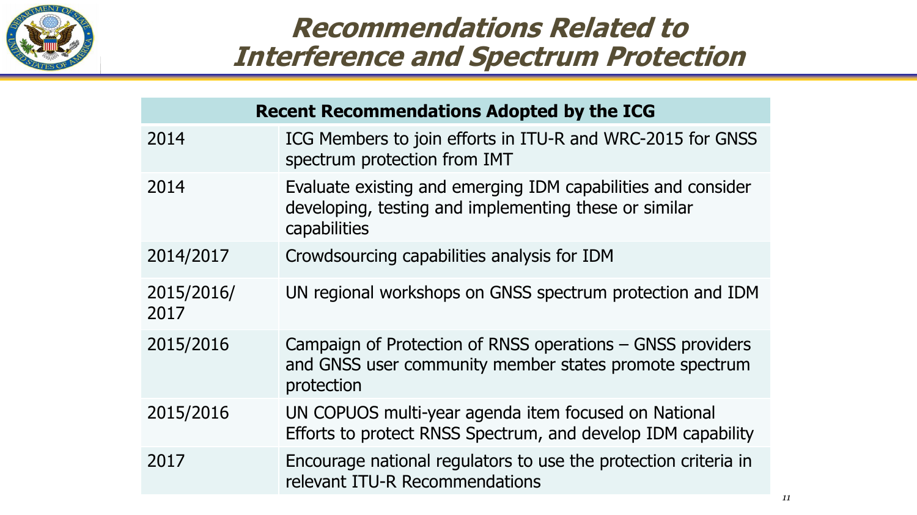# Recommendations Related to Interference and Spectrum Protection

| Recent Recommendations Adopted by the ICG | |
|---|---|
| 2014 | ICG Members to join efforts in ITU-R and WRC-2015 for GNSS spectrum protection from IMT |
| 2014 | Evaluate existing and emerging IDM capabilities and consider developing, testing and implementing these or similar capabilities |
| 2014/2017 | Crowdsourcing capabilities analysis for IDM |
| 2015/2016/2017 | UN regional workshops on GNSS spectrum protection and IDM |
| 2015/2016 | Campaign of Protection of RNSS operations – GNSS providers and GNSS user community member states promote spectrum protection |
| 2015/2016 | UN COPUOS multi-year agenda item focused on National Efforts to protect RNSS Spectrum, and develop IDM capability |
| 2017 | Encourage national regulators to use the protection criteria in relevant ITU-R Recommendations |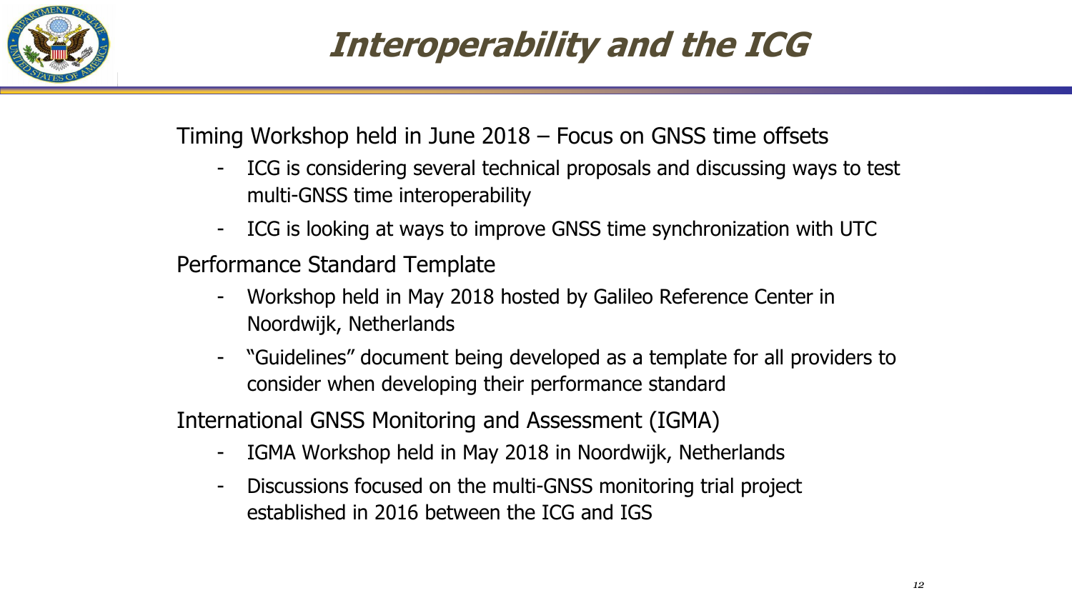# Interoperability and the ICG

Timing Workshop held in June 2018 – Focus on GNSS time offsets

- ICG is considering several technical proposals and discussing ways to test multi-GNSS time interoperability
- ICG is looking at ways to improve GNSS time synchronization with UTC

Performance Standard Template

- Workshop held in May 2018 hosted by Galileo Reference Center in Noordwijk, Netherlands
- "Guidelines" document being developed as a template for all providers to consider when developing their performance standard

International GNSS Monitoring and Assessment (IGMA)

- IGMA Workshop held in May 2018 in Noordwijk, Netherlands
- Discussions focused on the multi-GNSS monitoring trial project established in 2016 between the ICG and IGS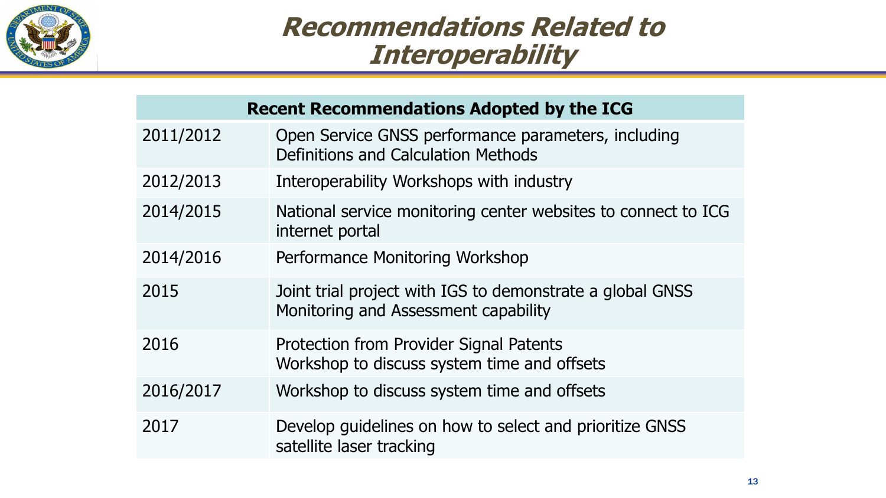# Recommendations Related to Interoperability

| Recent Recommendations Adopted by the ICG | |
|---|---|
| 2011/2012 | Open Service GNSS performance parameters, including Definitions and Calculation Methods |
| 2012/2013 | Interoperability Workshops with industry |
| 2014/2015 | National service monitoring center websites to connect to ICG internet portal |
| 2014/2016 | Performance Monitoring Workshop |
| 2015 | Joint trial project with IGS to demonstrate a global GNSS Monitoring and Assessment capability |
| 2016 | Protection from Provider Signal Patents<br>Workshop to discuss system time and offsets |
| 2016/2017 | Workshop to discuss system time and offsets |
| 2017 | Develop guidelines on how to select and prioritize GNSS satellite laser tracking |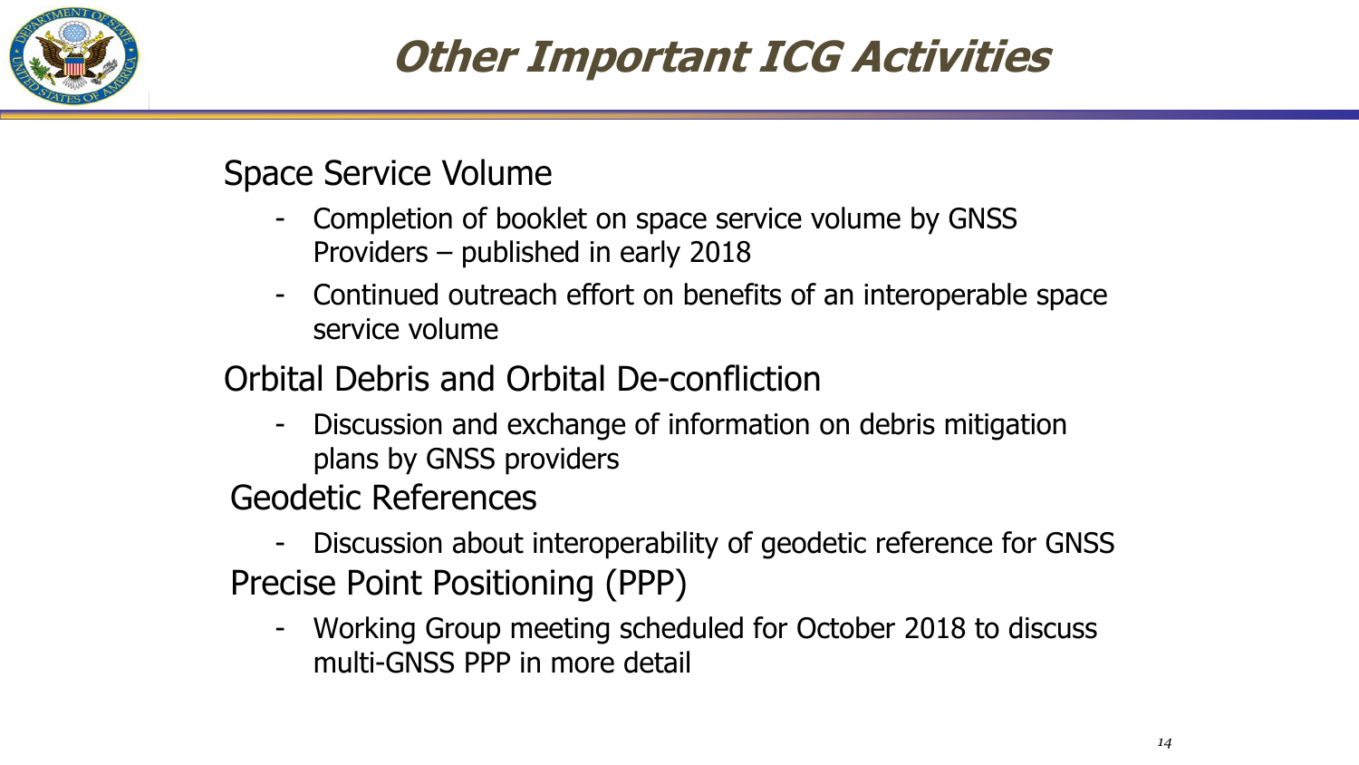# Other Important ICG Activities

## Space Service Volume

- Completion of booklet on space service volume by GNSS Providers – published in early 2018
- Continued outreach effort on benefits of an interoperable space service volume

## Orbital Debris and Orbital De-confliction

- Discussion and exchange of information on debris mitigation plans by GNSS providers

## Geodetic References

- Discussion about interoperability of geodetic reference for GNSS

## Precise Point Positioning (PPP)

- Working Group meeting scheduled for October 2018 to discuss multi-GNSS PPP in more detail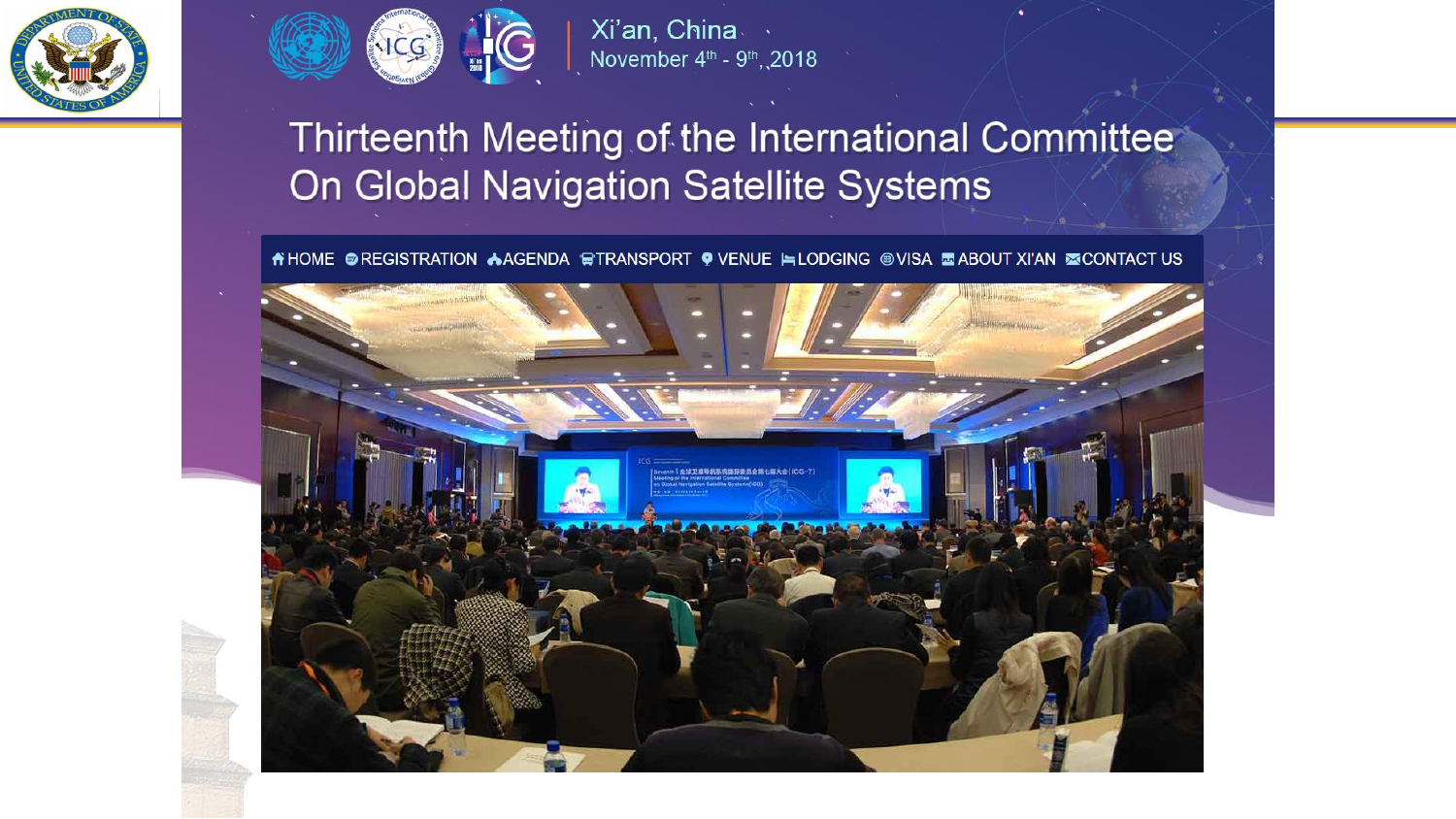Xi'an, China
November 4th - 9th, 2018

# Thirteenth Meeting of the International Committee On Global Navigation Satellite Systems

HOME | REGISTRATION | AGENDA | TRANSPORT | VENUE | LODGING | VISA | ABOUT XI'AN | CONTACT US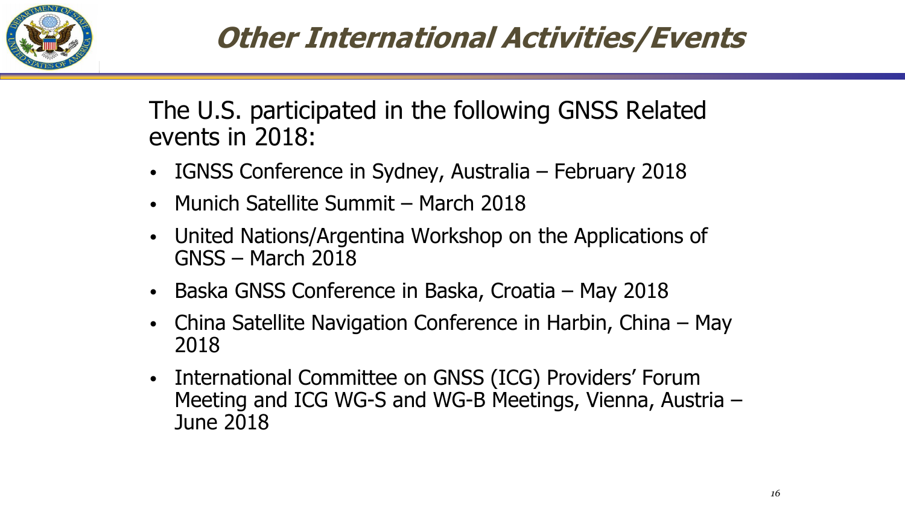# Other International Activities/Events

The U.S. participated in the following GNSS Related events in 2018:

- IGNSS Conference in Sydney, Australia – February 2018
- Munich Satellite Summit – March 2018
- United Nations/Argentina Workshop on the Applications of GNSS – March 2018
- Baska GNSS Conference in Baska, Croatia – May 2018
- China Satellite Navigation Conference in Harbin, China – May 2018
- International Committee on GNSS (ICG) Providers' Forum Meeting and ICG WG-S and WG-B Meetings, Vienna, Austria – June 2018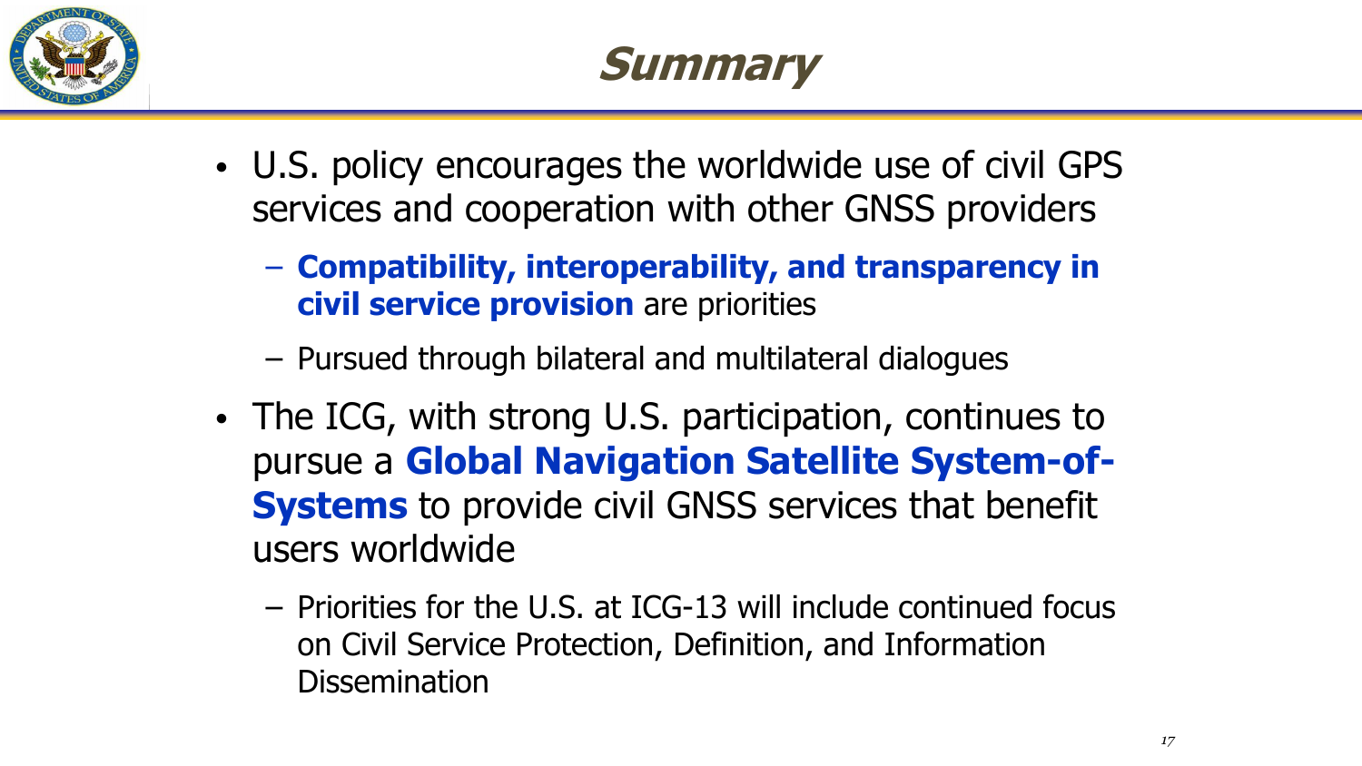# Summary

- U.S. policy encourages the worldwide use of civil GPS services and cooperation with other GNSS providers
  - **Compatibility, interoperability, and transparency in civil service provision** are priorities
  - Pursued through bilateral and multilateral dialogues
- The ICG, with strong U.S. participation, continues to pursue a **Global Navigation Satellite System-of-Systems** to provide civil GNSS services that benefit users worldwide
  - Priorities for the U.S. at ICG-13 will include continued focus on Civil Service Protection, Definition, and Information Dissemination